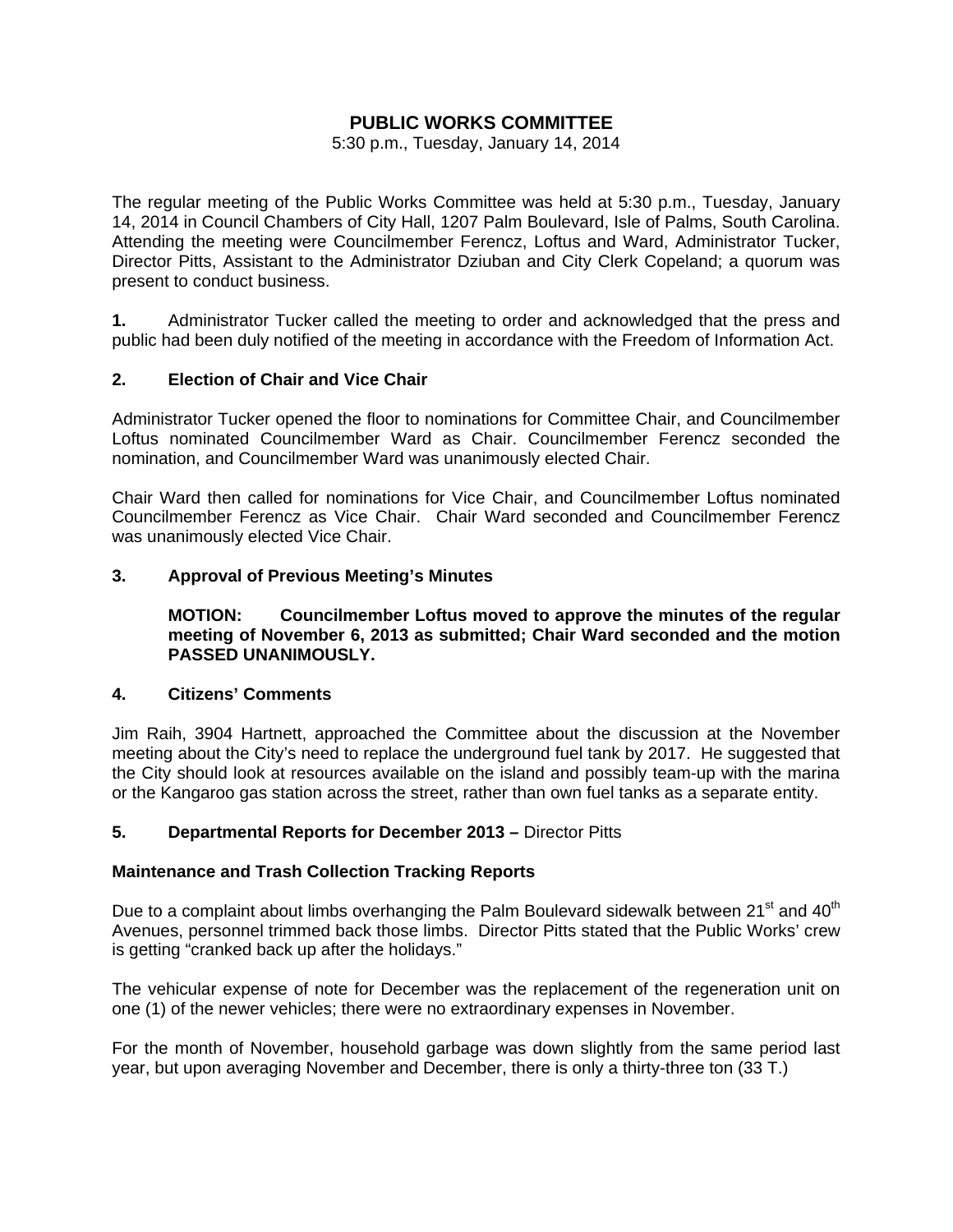# PUBLIC WORKS COMMITTEE

5:30 p.m., Tuesday, January 14, 2014

The regular meeting of the Public Works Committee was held at 5:30 p.m., Tuesday, January 14, 2014 in Council Chambers of City Hall, 1207 Palm Boulevard, Isle of Palms, South Carolina. Attending the meeting were Councilmember Ferencz, Loftus and Ward, Administrator Tucker, Director Pitts, Assistant to the Administrator Dziuban and City Clerk Copeland; a quorum was present to conduct business.

**1.** Administrator Tucker called the meeting to order and acknowledged that the press and public had been duly notified of the meeting in accordance with the Freedom of Information Act.

**2. Election of Chair and Vice Chair**

Administrator Tucker opened the floor to nominations for Committee Chair, and Councilmember Loftus nominated Councilmember Ward as Chair. Councilmember Ferencz seconded the nomination, and Councilmember Ward was unanimously elected Chair.

Chair Ward then called for nominations for Vice Chair, and Councilmember Loftus nominated Councilmember Ferencz as Vice Chair. Chair Ward seconded and Councilmember Ferencz was unanimously elected Vice Chair.

**3. Approval of Previous Meeting's Minutes**

**MOTION: Councilmember Loftus moved to approve the minutes of the regular meeting of November 6, 2013 as submitted; Chair Ward seconded and the motion PASSED UNANIMOUSLY.**

**4. Citizens' Comments**

Jim Raih, 3904 Hartnett, approached the Committee about the discussion at the November meeting about the City's need to replace the underground fuel tank by 2017. He suggested that the City should look at resources available on the island and possibly team-up with the marina or the Kangaroo gas station across the street, rather than own fuel tanks as a separate entity.

**5. Departmental Reports for December 2013 –** Director Pitts

**Maintenance and Trash Collection Tracking Reports**

Due to a complaint about limbs overhanging the Palm Boulevard sidewalk between 21st and 40th Avenues, personnel trimmed back those limbs. Director Pitts stated that the Public Works' crew is getting "cranked back up after the holidays."

The vehicular expense of note for December was the replacement of the regeneration unit on one (1) of the newer vehicles; there were no extraordinary expenses in November.

For the month of November, household garbage was down slightly from the same period last year, but upon averaging November and December, there is only a thirty-three ton (33 T.)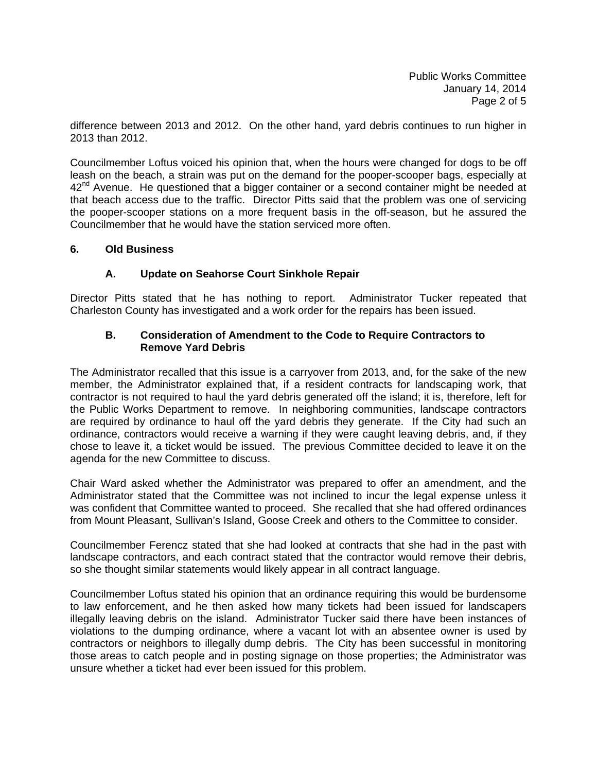difference between 2013 and 2012. On the other hand, yard debris continues to run higher in 2013 than 2012.

Councilmember Loftus voiced his opinion that, when the hours were changed for dogs to be off leash on the beach, a strain was put on the demand for the pooper-scooper bags, especially at 42nd Avenue. He questioned that a bigger container or a second container might be needed at that beach access due to the traffic. Director Pitts said that the problem was one of servicing the pooper-scooper stations on a more frequent basis in the off-season, but he assured the Councilmember that he would have the station serviced more often.

## 6. Old Business

### A. Update on Seahorse Court Sinkhole Repair

Director Pitts stated that he has nothing to report. Administrator Tucker repeated that Charleston County has investigated and a work order for the repairs has been issued.

### B. Consideration of Amendment to the Code to Require Contractors to Remove Yard Debris

The Administrator recalled that this issue is a carryover from 2013, and, for the sake of the new member, the Administrator explained that, if a resident contracts for landscaping work, that contractor is not required to haul the yard debris generated off the island; it is, therefore, left for the Public Works Department to remove. In neighboring communities, landscape contractors are required by ordinance to haul off the yard debris they generate. If the City had such an ordinance, contractors would receive a warning if they were caught leaving debris, and, if they chose to leave it, a ticket would be issued. The previous Committee decided to leave it on the agenda for the new Committee to discuss.

Chair Ward asked whether the Administrator was prepared to offer an amendment, and the Administrator stated that the Committee was not inclined to incur the legal expense unless it was confident that Committee wanted to proceed. She recalled that she had offered ordinances from Mount Pleasant, Sullivan's Island, Goose Creek and others to the Committee to consider.

Councilmember Ferencz stated that she had looked at contracts that she had in the past with landscape contractors, and each contract stated that the contractor would remove their debris, so she thought similar statements would likely appear in all contract language.

Councilmember Loftus stated his opinion that an ordinance requiring this would be burdensome to law enforcement, and he then asked how many tickets had been issued for landscapers illegally leaving debris on the island. Administrator Tucker said there have been instances of violations to the dumping ordinance, where a vacant lot with an absentee owner is used by contractors or neighbors to illegally dump debris. The City has been successful in monitoring those areas to catch people and in posting signage on those properties; the Administrator was unsure whether a ticket had ever been issued for this problem.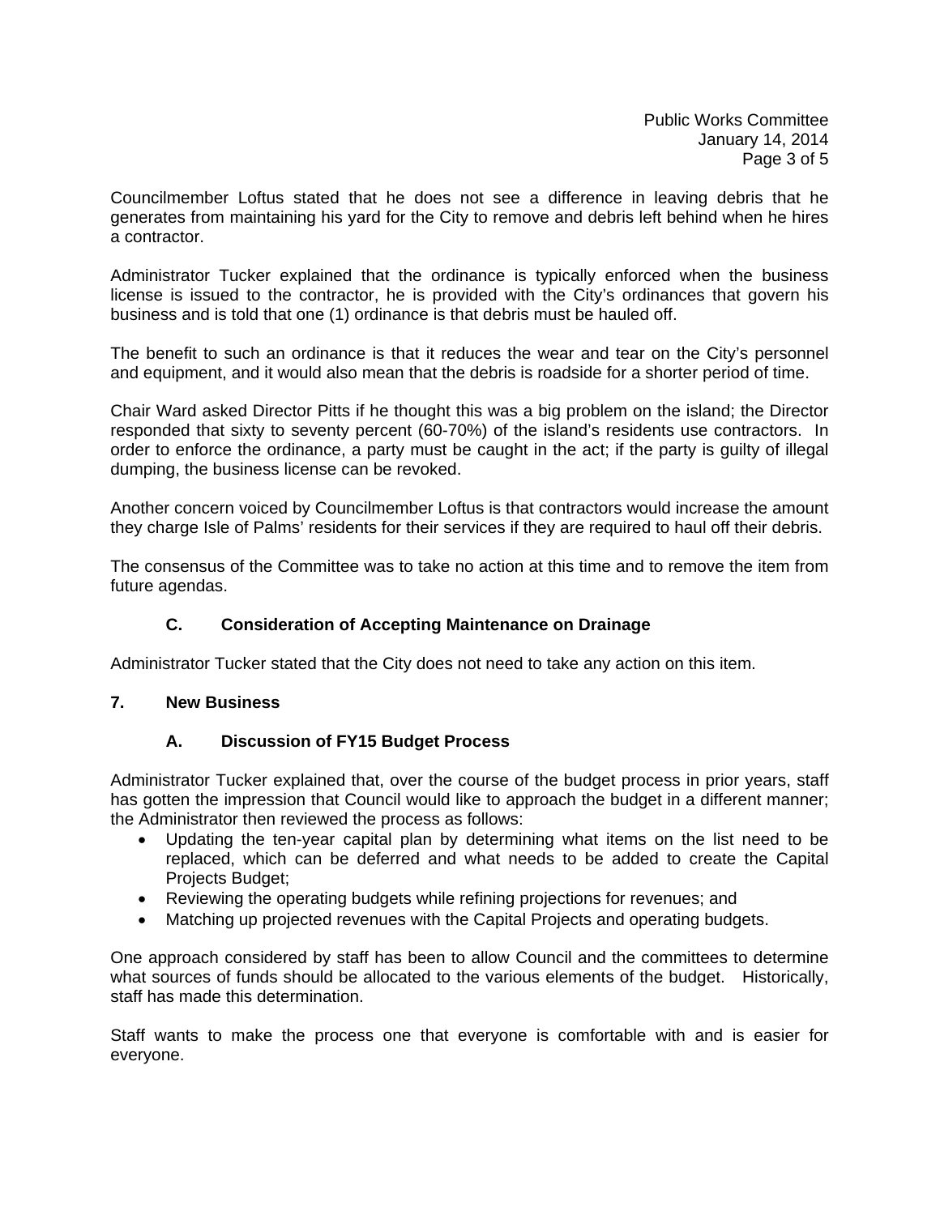Councilmember Loftus stated that he does not see a difference in leaving debris that he generates from maintaining his yard for the City to remove and debris left behind when he hires a contractor.

Administrator Tucker explained that the ordinance is typically enforced when the business license is issued to the contractor, he is provided with the City's ordinances that govern his business and is told that one (1) ordinance is that debris must be hauled off.

The benefit to such an ordinance is that it reduces the wear and tear on the City's personnel and equipment, and it would also mean that the debris is roadside for a shorter period of time.

Chair Ward asked Director Pitts if he thought this was a big problem on the island; the Director responded that sixty to seventy percent (60-70%) of the island's residents use contractors. In order to enforce the ordinance, a party must be caught in the act; if the party is guilty of illegal dumping, the business license can be revoked.

Another concern voiced by Councilmember Loftus is that contractors would increase the amount they charge Isle of Palms' residents for their services if they are required to haul off their debris.

The consensus of the Committee was to take no action at this time and to remove the item from future agendas.

### C. Consideration of Accepting Maintenance on Drainage

Administrator Tucker stated that the City does not need to take any action on this item.

## 7. New Business

### A. Discussion of FY15 Budget Process

Administrator Tucker explained that, over the course of the budget process in prior years, staff has gotten the impression that Council would like to approach the budget in a different manner; the Administrator then reviewed the process as follows:

- Updating the ten-year capital plan by determining what items on the list need to be replaced, which can be deferred and what needs to be added to create the Capital Projects Budget;
- Reviewing the operating budgets while refining projections for revenues; and
- Matching up projected revenues with the Capital Projects and operating budgets.

One approach considered by staff has been to allow Council and the committees to determine what sources of funds should be allocated to the various elements of the budget. Historically, staff has made this determination.

Staff wants to make the process one that everyone is comfortable with and is easier for everyone.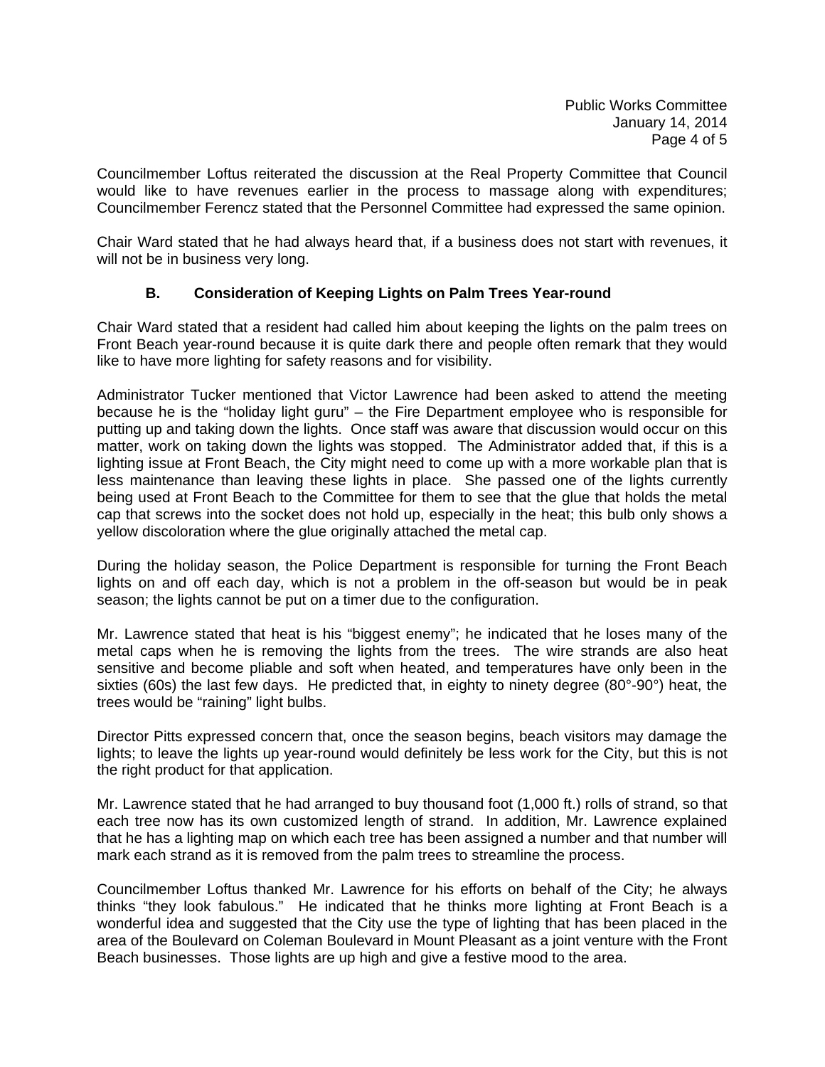Councilmember Loftus reiterated the discussion at the Real Property Committee that Council would like to have revenues earlier in the process to massage along with expenditures; Councilmember Ferencz stated that the Personnel Committee had expressed the same opinion.

Chair Ward stated that he had always heard that, if a business does not start with revenues, it will not be in business very long.

### B. Consideration of Keeping Lights on Palm Trees Year-round

Chair Ward stated that a resident had called him about keeping the lights on the palm trees on Front Beach year-round because it is quite dark there and people often remark that they would like to have more lighting for safety reasons and for visibility.

Administrator Tucker mentioned that Victor Lawrence had been asked to attend the meeting because he is the "holiday light guru" – the Fire Department employee who is responsible for putting up and taking down the lights. Once staff was aware that discussion would occur on this matter, work on taking down the lights was stopped. The Administrator added that, if this is a lighting issue at Front Beach, the City might need to come up with a more workable plan that is less maintenance than leaving these lights in place. She passed one of the lights currently being used at Front Beach to the Committee for them to see that the glue that holds the metal cap that screws into the socket does not hold up, especially in the heat; this bulb only shows a yellow discoloration where the glue originally attached the metal cap.

During the holiday season, the Police Department is responsible for turning the Front Beach lights on and off each day, which is not a problem in the off-season but would be in peak season; the lights cannot be put on a timer due to the configuration.

Mr. Lawrence stated that heat is his "biggest enemy"; he indicated that he loses many of the metal caps when he is removing the lights from the trees. The wire strands are also heat sensitive and become pliable and soft when heated, and temperatures have only been in the sixties (60s) the last few days. He predicted that, in eighty to ninety degree (80°-90°) heat, the trees would be "raining" light bulbs.

Director Pitts expressed concern that, once the season begins, beach visitors may damage the lights; to leave the lights up year-round would definitely be less work for the City, but this is not the right product for that application.

Mr. Lawrence stated that he had arranged to buy thousand foot (1,000 ft.) rolls of strand, so that each tree now has its own customized length of strand. In addition, Mr. Lawrence explained that he has a lighting map on which each tree has been assigned a number and that number will mark each strand as it is removed from the palm trees to streamline the process.

Councilmember Loftus thanked Mr. Lawrence for his efforts on behalf of the City; he always thinks "they look fabulous." He indicated that he thinks more lighting at Front Beach is a wonderful idea and suggested that the City use the type of lighting that has been placed in the area of the Boulevard on Coleman Boulevard in Mount Pleasant as a joint venture with the Front Beach businesses. Those lights are up high and give a festive mood to the area.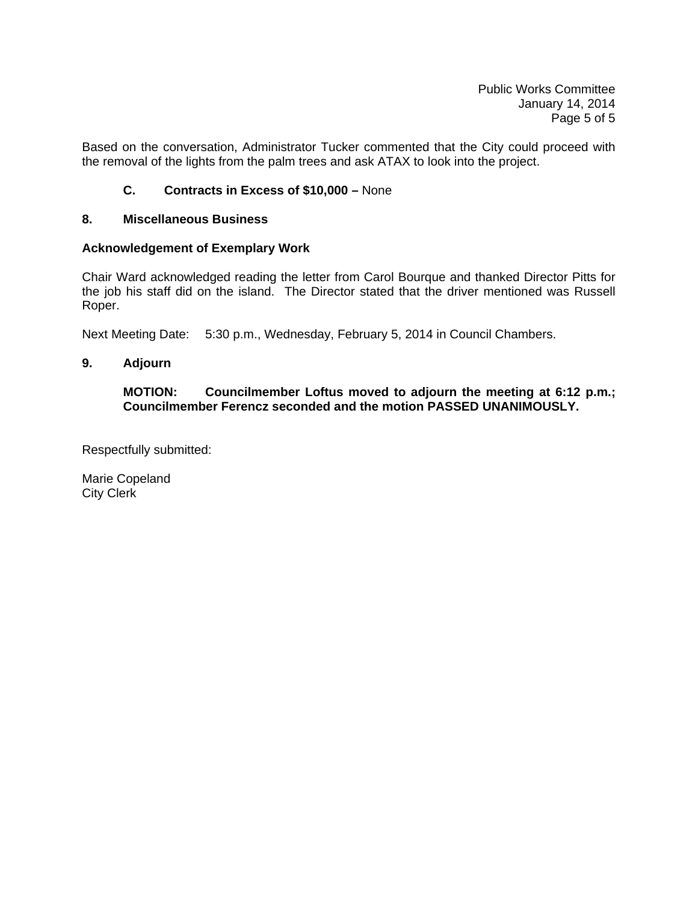Based on the conversation, Administrator Tucker commented that the City could proceed with the removal of the lights from the palm trees and ask ATAX to look into the project.

**C. Contracts in Excess of $10,000 –** None

## 8. Miscellaneous Business

### Acknowledgement of Exemplary Work

Chair Ward acknowledged reading the letter from Carol Bourque and thanked Director Pitts for the job his staff did on the island. The Director stated that the driver mentioned was Russell Roper.

Next Meeting Date: 5:30 p.m., Wednesday, February 5, 2014 in Council Chambers.

## 9. Adjourn

**MOTION: Councilmember Loftus moved to adjourn the meeting at 6:12 p.m.; Councilmember Ferencz seconded and the motion PASSED UNANIMOUSLY.**

Respectfully submitted:

Marie Copeland
City Clerk